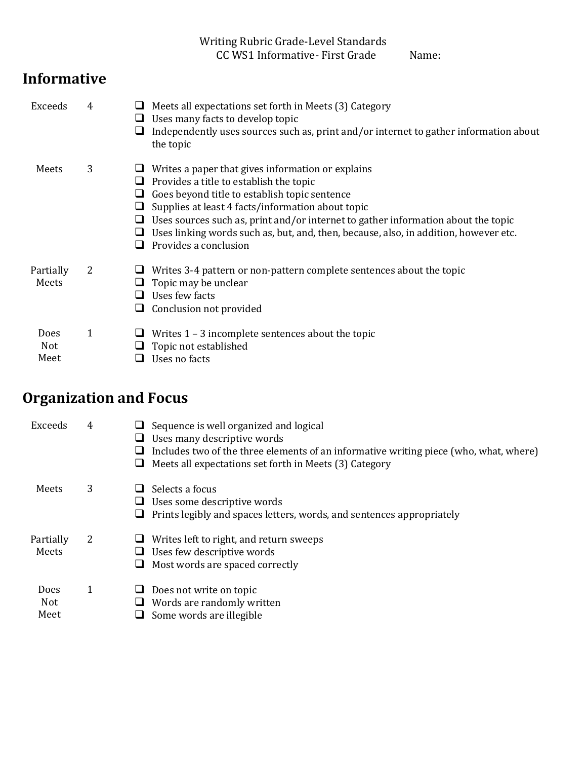Writing Rubric Grade-Level Standards
CC WS1 Informative- First Grade Name:

## Informative

| Level | Score | Criteria |
|---|---|---|
| Exceeds | 4 | ❑ Meets all expectations set forth in Meets (3) Category<br>❑ Uses many facts to develop topic<br>❑ Independently uses sources such as, print and/or internet to gather information about the topic |
| Meets | 3 | ❑ Writes a paper that gives information or explains<br>❑ Provides a title to establish the topic<br>❑ Goes beyond title to establish topic sentence<br>❑ Supplies at least 4 facts/information about topic<br>❑ Uses sources such as, print and/or internet to gather information about the topic<br>❑ Uses linking words such as, but, and, then, because, also, in addition, however etc.<br>❑ Provides a conclusion |
| Partially Meets | 2 | ❑ Writes 3-4 pattern or non-pattern complete sentences about the topic<br>❑ Topic may be unclear<br>❑ Uses few facts<br>❑ Conclusion not provided |
| Does Not Meet | 1 | ❑ Writes 1 – 3 incomplete sentences about the topic<br>❑ Topic not established<br>❑ Uses no facts |

## Organization and Focus

| Level | Score | Criteria |
|---|---|---|
| Exceeds | 4 | ❑ Sequence is well organized and logical<br>❑ Uses many descriptive words<br>❑ Includes two of the three elements of an informative writing piece (who, what, where)<br>❑ Meets all expectations set forth in Meets (3) Category |
| Meets | 3 | ❑ Selects a focus<br>❑ Uses some descriptive words<br>❑ Prints legibly and spaces letters, words, and sentences appropriately |
| Partially Meets | 2 | ❑ Writes left to right, and return sweeps<br>❑ Uses few descriptive words<br>❑ Most words are spaced correctly |
| Does Not Meet | 1 | ❑ Does not write on topic<br>❑ Words are randomly written<br>❑ Some words are illegible |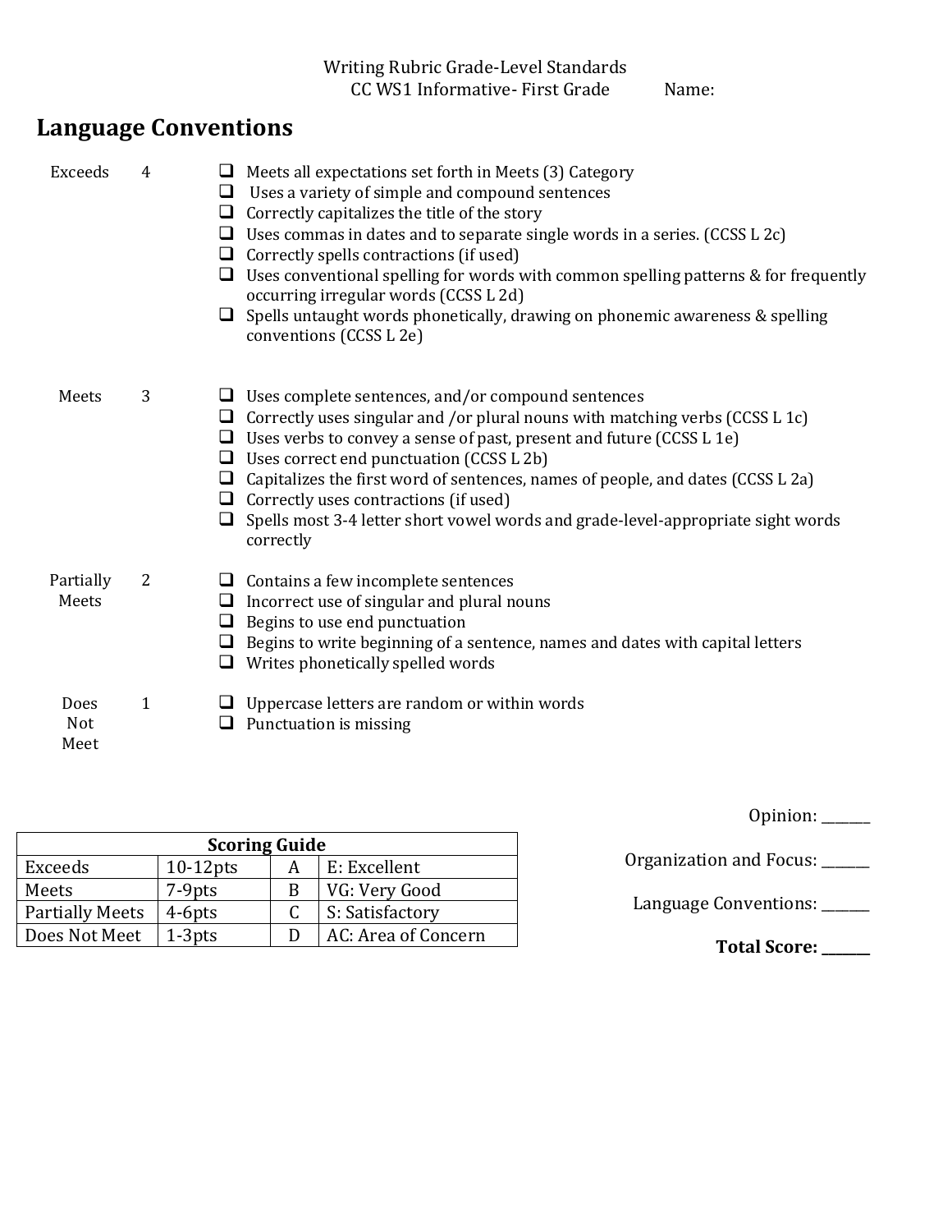Writing Rubric Grade-Level Standards
CC WS1 Informative- First Grade Name:

## Language Conventions

**Exceeds 4**

- ❑ Meets all expectations set forth in Meets (3) Category
- ❑ Uses a variety of simple and compound sentences
- ❑ Correctly capitalizes the title of the story
- ❑ Uses commas in dates and to separate single words in a series. (CCSS L 2c)
- ❑ Correctly spells contractions (if used)
- ❑ Uses conventional spelling for words with common spelling patterns & for frequently occurring irregular words (CCSS L 2d)
- ❑ Spells untaught words phonetically, drawing on phonemic awareness & spelling conventions (CCSS L 2e)

**Meets 3**

- ❑ Uses complete sentences, and/or compound sentences
- ❑ Correctly uses singular and /or plural nouns with matching verbs (CCSS L 1c)
- ❑ Uses verbs to convey a sense of past, present and future (CCSS L 1e)
- ❑ Uses correct end punctuation (CCSS L 2b)
- ❑ Capitalizes the first word of sentences, names of people, and dates (CCSS L 2a)
- ❑ Correctly uses contractions (if used)
- ❑ Spells most 3-4 letter short vowel words and grade-level-appropriate sight words correctly

**Partially Meets 2**

- ❑ Contains a few incomplete sentences
- ❑ Incorrect use of singular and plural nouns
- ❑ Begins to use end punctuation
- ❑ Begins to write beginning of a sentence, names and dates with capital letters
- ❑ Writes phonetically spelled words

**Does Not Meet 1**

- ❑ Uppercase letters are random or within words
- ❑ Punctuation is missing

| Scoring Guide | | | |
|---|---|---|---|
| Exceeds | 10-12pts | A | E: Excellent |
| Meets | 7-9pts | B | VG: Very Good |
| Partially Meets | 4-6pts | C | S: Satisfactory |
| Does Not Meet | 1-3pts | D | AC: Area of Concern |

Opinion: ______

Organization and Focus: ______

Language Conventions: ______

**Total Score: ______**